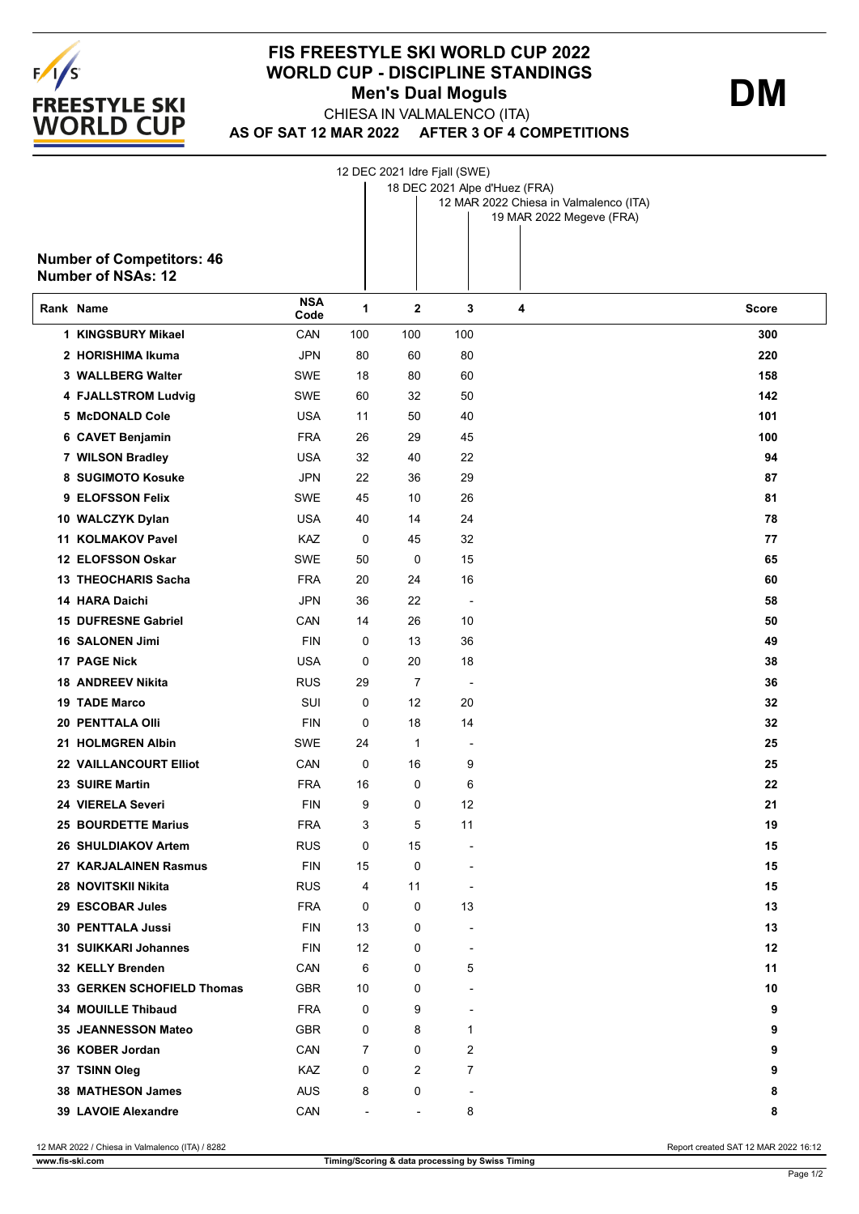# FIS FREESTYLE SKI WORLD CUP 2022
## WORLD CUP - DISCIPLINE STANDINGS
### Men's Dual Moguls

**DM**

CHIESA IN VALMALENCO (ITA)

**AS OF SAT 12 MAR 2022 AFTER 3 OF 4 COMPETITIONS**

1: 12 DEC 2021 Idre Fjall (SWE)
2: 18 DEC 2021 Alpe d'Huez (FRA)
3: 12 MAR 2022 Chiesa in Valmalenco (ITA)
4: 19 MAR 2022 Megeve (FRA)

**Number of Competitors: 46**
**Number of NSAs: 12**

| Rank | Name | NSA Code | 1 | 2 | 3 | 4 | Score |
|---|---|---|---|---|---|---|---|
| 1 | KINGSBURY Mikael | CAN | 100 | 100 | 100 | | 300 |
| 2 | HORISHIMA Ikuma | JPN | 80 | 60 | 80 | | 220 |
| 3 | WALLBERG Walter | SWE | 18 | 80 | 60 | | 158 |
| 4 | FJALLSTROM Ludvig | SWE | 60 | 32 | 50 | | 142 |
| 5 | McDONALD Cole | USA | 11 | 50 | 40 | | 101 |
| 6 | CAVET Benjamin | FRA | 26 | 29 | 45 | | 100 |
| 7 | WILSON Bradley | USA | 32 | 40 | 22 | | 94 |
| 8 | SUGIMOTO Kosuke | JPN | 22 | 36 | 29 | | 87 |
| 9 | ELOFSSON Felix | SWE | 45 | 10 | 26 | | 81 |
| 10 | WALCZYK Dylan | USA | 40 | 14 | 24 | | 78 |
| 11 | KOLMAKOV Pavel | KAZ | 0 | 45 | 32 | | 77 |
| 12 | ELOFSSON Oskar | SWE | 50 | 0 | 15 | | 65 |
| 13 | THEOCHARIS Sacha | FRA | 20 | 24 | 16 | | 60 |
| 14 | HARA Daichi | JPN | 36 | 22 | - | | 58 |
| 15 | DUFRESNE Gabriel | CAN | 14 | 26 | 10 | | 50 |
| 16 | SALONEN Jimi | FIN | 0 | 13 | 36 | | 49 |
| 17 | PAGE Nick | USA | 0 | 20 | 18 | | 38 |
| 18 | ANDREEV Nikita | RUS | 29 | 7 | - | | 36 |
| 19 | TADE Marco | SUI | 0 | 12 | 20 | | 32 |
| 20 | PENTTALA Olli | FIN | 0 | 18 | 14 | | 32 |
| 21 | HOLMGREN Albin | SWE | 24 | 1 | - | | 25 |
| 22 | VAILLANCOURT Elliot | CAN | 0 | 16 | 9 | | 25 |
| 23 | SUIRE Martin | FRA | 16 | 0 | 6 | | 22 |
| 24 | VIERELA Severi | FIN | 9 | 0 | 12 | | 21 |
| 25 | BOURDETTE Marius | FRA | 3 | 5 | 11 | | 19 |
| 26 | SHULDIAKOV Artem | RUS | 0 | 15 | - | | 15 |
| 27 | KARJALAINEN Rasmus | FIN | 15 | 0 | - | | 15 |
| 28 | NOVITSKII Nikita | RUS | 4 | 11 | - | | 15 |
| 29 | ESCOBAR Jules | FRA | 0 | 0 | 13 | | 13 |
| 30 | PENTTALA Jussi | FIN | 13 | 0 | - | | 13 |
| 31 | SUIKKARI Johannes | FIN | 12 | 0 | - | | 12 |
| 32 | KELLY Brenden | CAN | 6 | 0 | 5 | | 11 |
| 33 | GERKEN SCHOFIELD Thomas | GBR | 10 | 0 | - | | 10 |
| 34 | MOUILLE Thibaud | FRA | 0 | 9 | - | | 9 |
| 35 | JEANNESSON Mateo | GBR | 0 | 8 | 1 | | 9 |
| 36 | KOBER Jordan | CAN | 7 | 0 | 2 | | 9 |
| 37 | TSINN Oleg | KAZ | 0 | 2 | 7 | | 9 |
| 38 | MATHESON James | AUS | 8 | 0 | - | | 8 |
| 39 | LAVOIE Alexandre | CAN | - | - | 8 | | 8 |

12 MAR 2022 / Chiesa in Valmalenco (ITA) / 8282

Report created SAT 12 MAR 2022 16:12

www.fis-ski.com

Timing/Scoring & data processing by Swiss Timing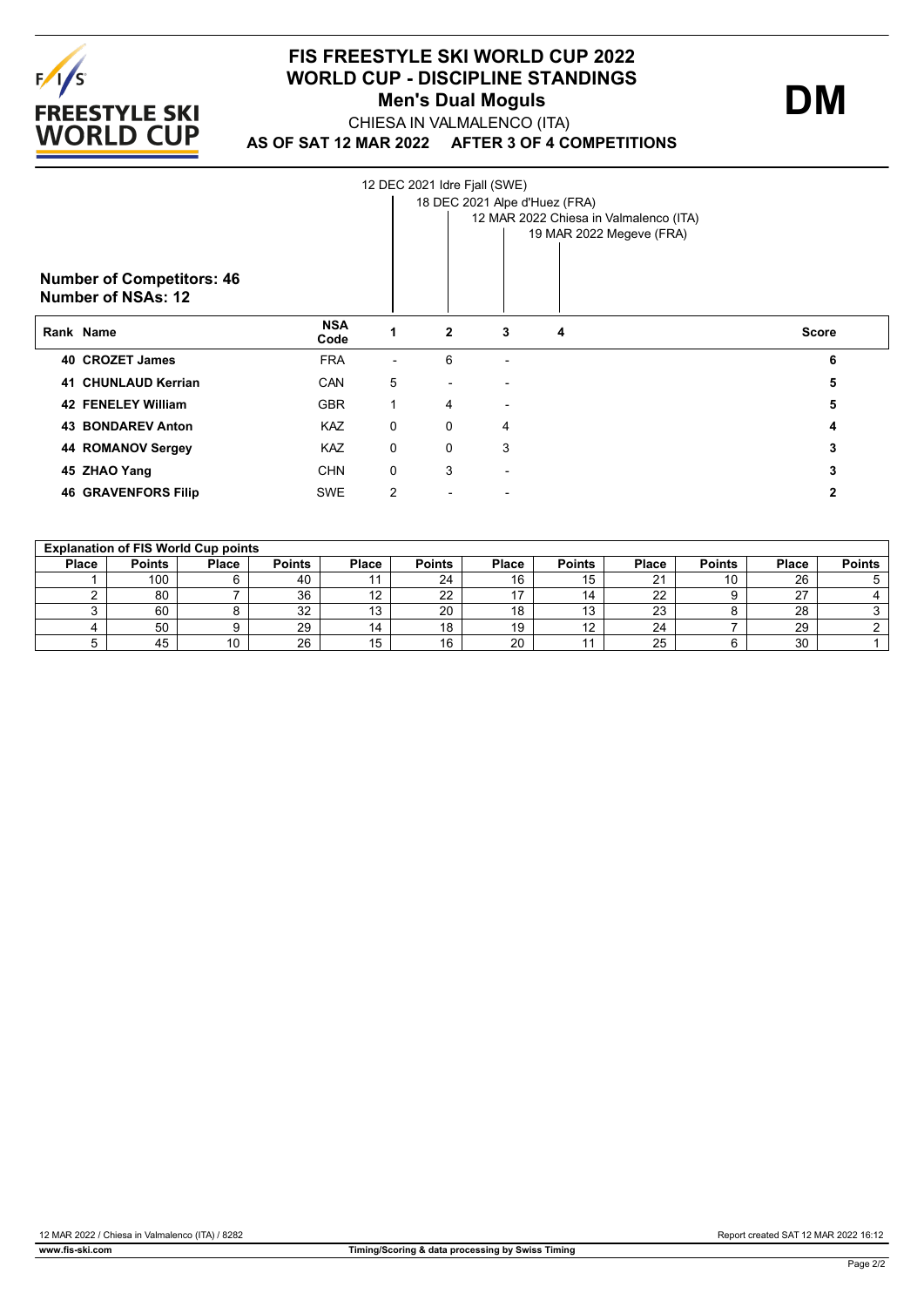# FIS FREESTYLE SKI WORLD CUP 2022
# WORLD CUP - DISCIPLINE STANDINGS
## Men's Dual Moguls

**DM**

CHIESA IN VALMALENCO (ITA)

**AS OF SAT 12 MAR 2022 AFTER 3 OF 4 COMPETITIONS**

1. 12 DEC 2021 Idre Fjall (SWE)
2. 18 DEC 2021 Alpe d'Huez (FRA)
3. 12 MAR 2022 Chiesa in Valmalenco (ITA)
4. 19 MAR 2022 Megeve (FRA)

**Number of Competitors: 46**
**Number of NSAs: 12**

| Rank | Name | NSA Code | 1 | 2 | 3 | 4 | Score |
|---|---|---|---|---|---|---|---|
| 40 | CROZET James | FRA | - | 6 | - | | 6 |
| 41 | CHUNLAUD Kerrian | CAN | 5 | - | - | | 5 |
| 42 | FENELEY William | GBR | 1 | 4 | - | | 5 |
| 43 | BONDAREV Anton | KAZ | 0 | 0 | 4 | | 4 |
| 44 | ROMANOV Sergey | KAZ | 0 | 0 | 3 | | 3 |
| 45 | ZHAO Yang | CHN | 0 | 3 | - | | 3 |
| 46 | GRAVENFORS Filip | SWE | 2 | - | - | | 2 |

**Explanation of FIS World Cup points**

| Place | Points | Place | Points | Place | Points | Place | Points | Place | Points | Place | Points |
|---|---|---|---|---|---|---|---|---|---|---|---|
| 1 | 100 | 6 | 40 | 11 | 24 | 16 | 15 | 21 | 10 | 26 | 5 |
| 2 | 80 | 7 | 36 | 12 | 22 | 17 | 14 | 22 | 9 | 27 | 4 |
| 3 | 60 | 8 | 32 | 13 | 20 | 18 | 13 | 23 | 8 | 28 | 3 |
| 4 | 50 | 9 | 29 | 14 | 18 | 19 | 12 | 24 | 7 | 29 | 2 |
| 5 | 45 | 10 | 26 | 15 | 16 | 20 | 11 | 25 | 6 | 30 | 1 |

12 MAR 2022 / Chiesa in Valmalenco (ITA) / 8282

Report created SAT 12 MAR 2022 16:12

www.fis-ski.com

Timing/Scoring & data processing by Swiss Timing